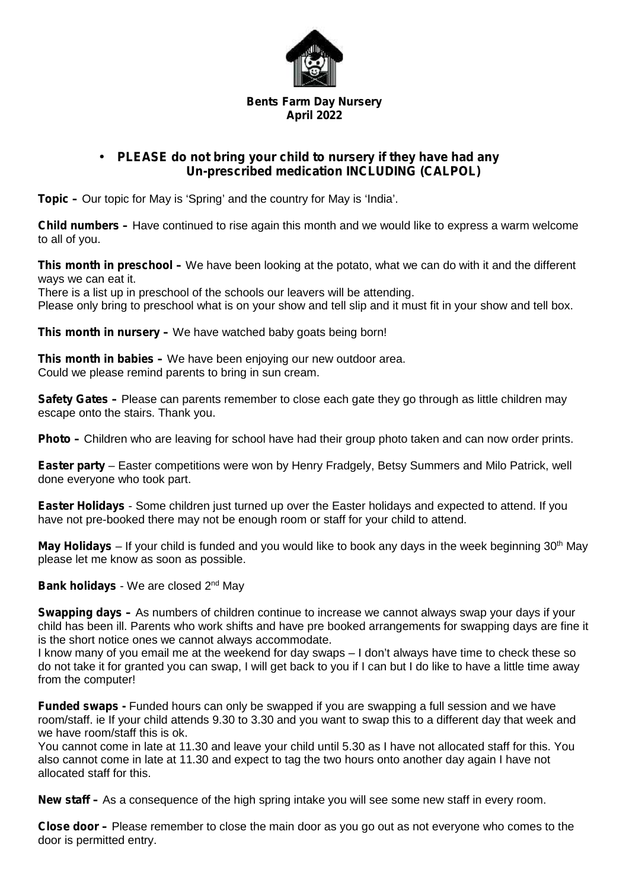**Bents Farm Day Nursery**
**April 2022**

- **PLEASE do not bring your child to nursery if they have had any Un-prescribed medication INCLUDING (CALPOL)**

**Topic –** Our topic for May is 'Spring' and the country for May is 'India'.

**Child numbers –** Have continued to rise again this month and we would like to express a warm welcome to all of you.

**This month in preschool –** We have been looking at the potato, what we can do with it and the different ways we can eat it.
There is a list up in preschool of the schools our leavers will be attending.
Please only bring to preschool what is on your show and tell slip and it must fit in your show and tell box.

**This month in nursery –** We have watched baby goats being born!

**This month in babies –** We have been enjoying our new outdoor area.
Could we please remind parents to bring in sun cream.

**Safety Gates –** Please can parents remember to close each gate they go through as little children may escape onto the stairs. Thank you.

**Photo –** Children who are leaving for school have had their group photo taken and can now order prints.

**Easter party** – Easter competitions were won by Henry Fradgely, Betsy Summers and Milo Patrick, well done everyone who took part.

**Easter Holidays** - Some children just turned up over the Easter holidays and expected to attend. If you have not pre-booked there may not be enough room or staff for your child to attend.

**May Holidays** – If your child is funded and you would like to book any days in the week beginning 30th May please let me know as soon as possible.

**Bank holidays** - We are closed 2nd May

**Swapping days –** As numbers of children continue to increase we cannot always swap your days if your child has been ill. Parents who work shifts and have pre booked arrangements for swapping days are fine it is the short notice ones we cannot always accommodate.
I know many of you email me at the weekend for day swaps – I don't always have time to check these so do not take it for granted you can swap, I will get back to you if I can but I do like to have a little time away from the computer!

**Funded swaps -** Funded hours can only be swapped if you are swapping a full session and we have room/staff. ie If your child attends 9.30 to 3.30 and you want to swap this to a different day that week and we have room/staff this is ok.
You cannot come in late at 11.30 and leave your child until 5.30 as I have not allocated staff for this. You also cannot come in late at 11.30 and expect to tag the two hours onto another day again I have not allocated staff for this.

**New staff –** As a consequence of the high spring intake you will see some new staff in every room.

**Close door –** Please remember to close the main door as you go out as not everyone who comes to the door is permitted entry.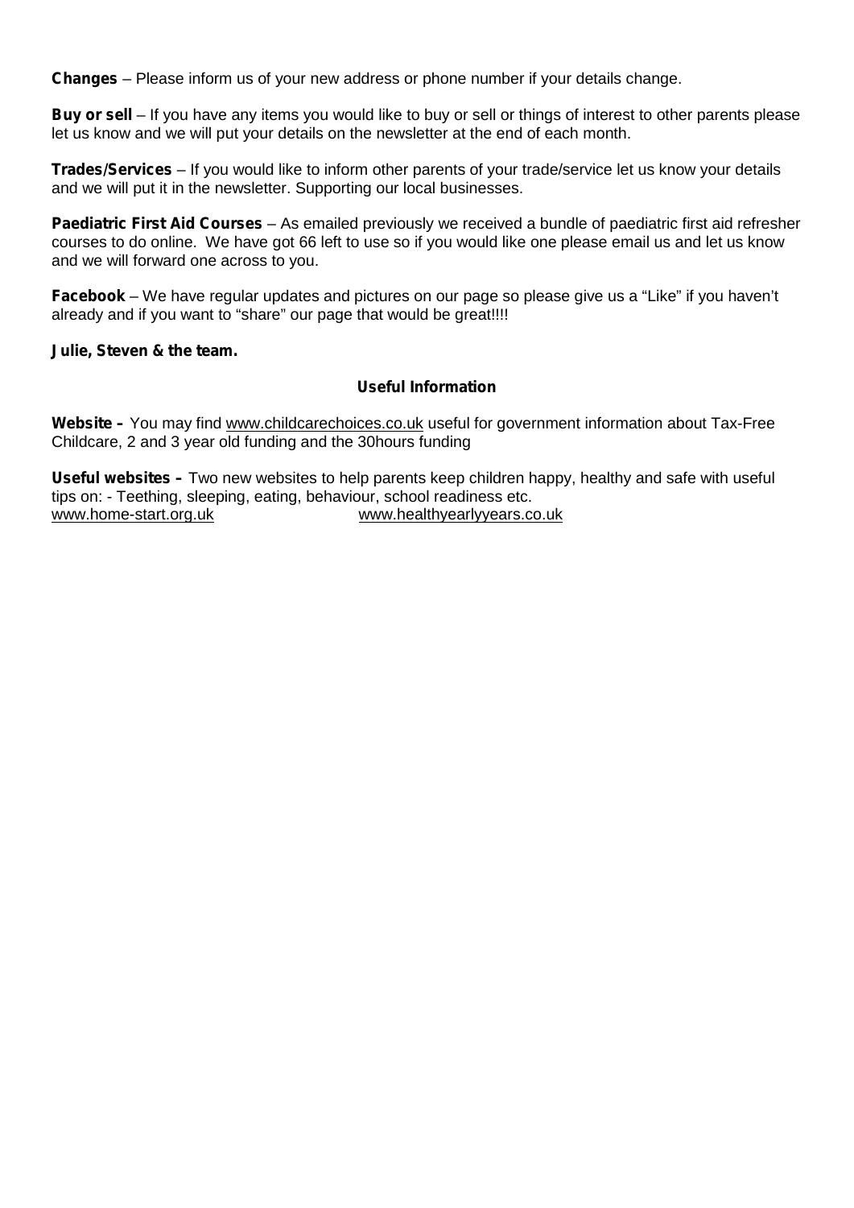**Changes** – Please inform us of your new address or phone number if your details change.

**Buy or sell** – If you have any items you would like to buy or sell or things of interest to other parents please let us know and we will put your details on the newsletter at the end of each month.

**Trades/Services** – If you would like to inform other parents of your trade/service let us know your details and we will put it in the newsletter. Supporting our local businesses.

**Paediatric First Aid Courses** – As emailed previously we received a bundle of paediatric first aid refresher courses to do online. We have got 66 left to use so if you would like one please email us and let us know and we will forward one across to you.

**Facebook** – We have regular updates and pictures on our page so please give us a "Like" if you haven't already and if you want to "share" our page that would be great!!!!

**Julie, Steven & the team.**

## Useful Information

**Website –** You may find www.childcarechoices.co.uk useful for government information about Tax-Free Childcare, 2 and 3 year old funding and the 30hours funding

**Useful websites –** Two new websites to help parents keep children happy, healthy and safe with useful tips on: - Teething, sleeping, eating, behaviour, school readiness etc.
www.home-start.org.uk www.healthyearlyyears.co.uk